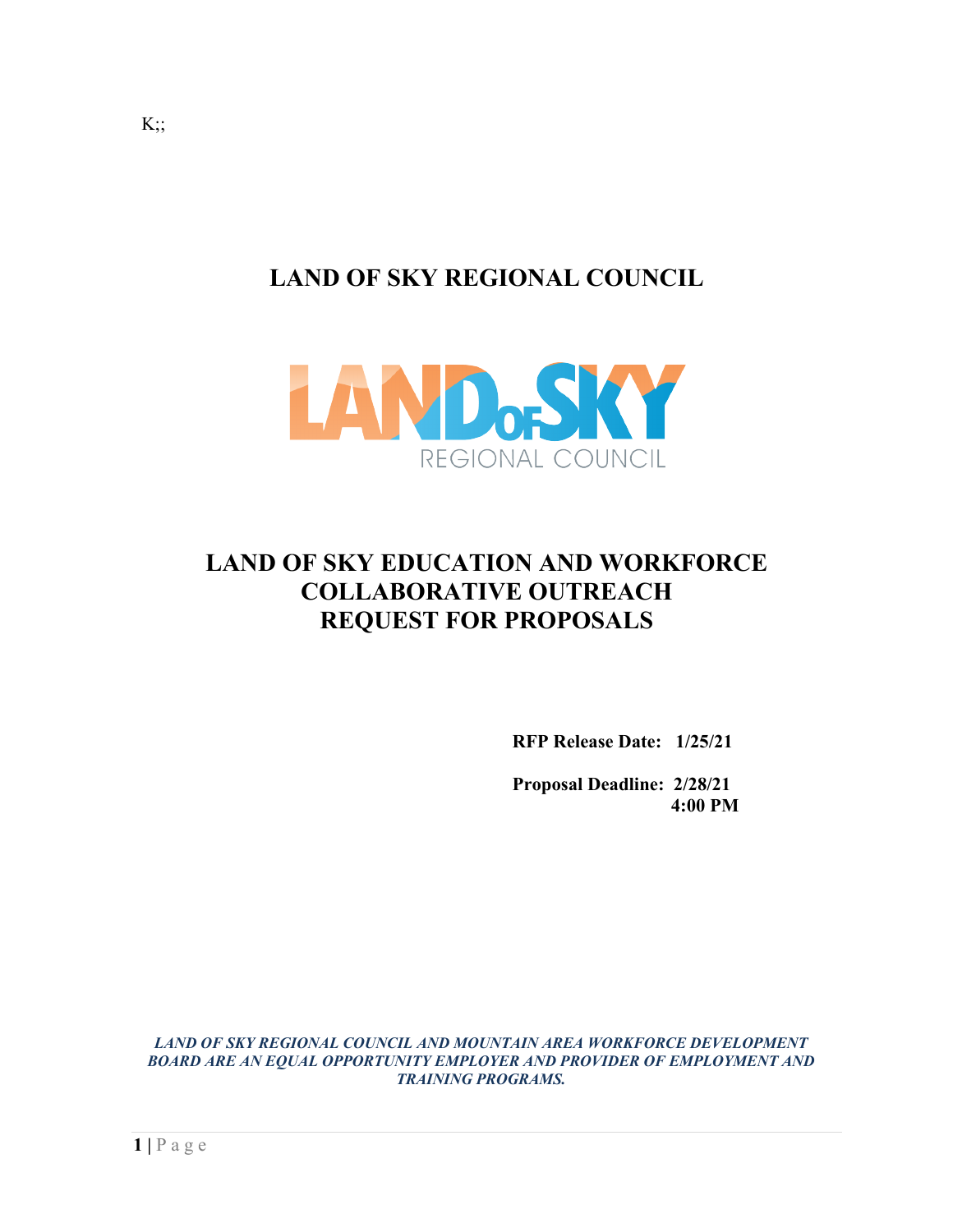K;;

# LAND OF SKY REGIONAL COUNCIL

# LAND OF SKY EDUCATION AND WORKFORCE COLLABORATIVE OUTREACH REQUEST FOR PROPOSALS

**RFP Release Date: 1/25/21**

**Proposal Deadline: 2/28/21 4:00 PM**

***LAND OF SKY REGIONAL COUNCIL AND MOUNTAIN AREA WORKFORCE DEVELOPMENT BOARD ARE AN EQUAL OPPORTUNITY EMPLOYER AND PROVIDER OF EMPLOYMENT AND TRAINING PROGRAMS.***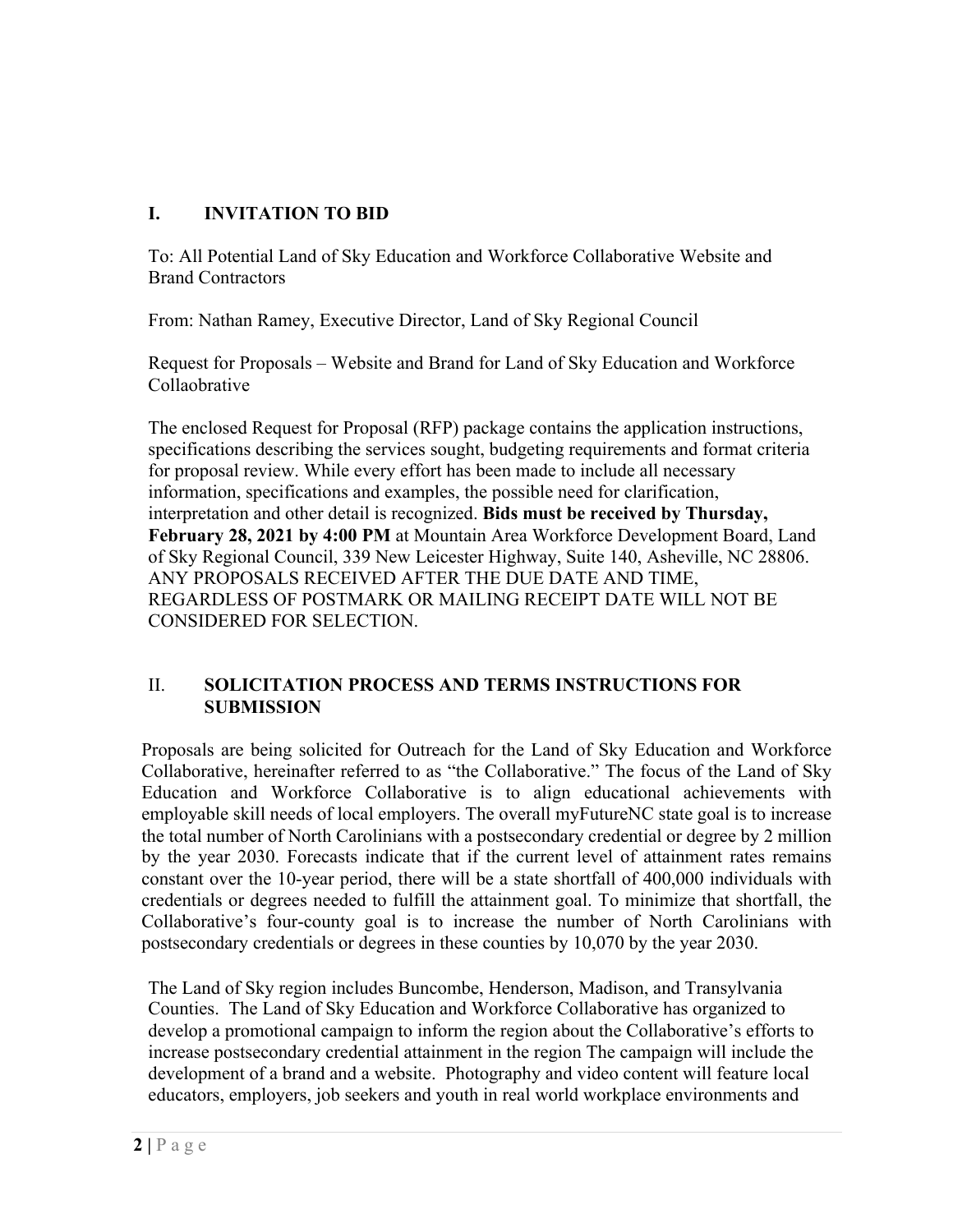## I. INVITATION TO BID

To: All Potential Land of Sky Education and Workforce Collaborative Website and Brand Contractors

From: Nathan Ramey, Executive Director, Land of Sky Regional Council

Request for Proposals – Website and Brand for Land of Sky Education and Workforce Collaobrative

The enclosed Request for Proposal (RFP) package contains the application instructions, specifications describing the services sought, budgeting requirements and format criteria for proposal review. While every effort has been made to include all necessary information, specifications and examples, the possible need for clarification, interpretation and other detail is recognized. **Bids must be received by Thursday, February 28, 2021 by 4:00 PM** at Mountain Area Workforce Development Board, Land of Sky Regional Council, 339 New Leicester Highway, Suite 140, Asheville, NC 28806. ANY PROPOSALS RECEIVED AFTER THE DUE DATE AND TIME, REGARDLESS OF POSTMARK OR MAILING RECEIPT DATE WILL NOT BE CONSIDERED FOR SELECTION.

## II. SOLICITATION PROCESS AND TERMS INSTRUCTIONS FOR SUBMISSION

Proposals are being solicited for Outreach for the Land of Sky Education and Workforce Collaborative, hereinafter referred to as "the Collaborative." The focus of the Land of Sky Education and Workforce Collaborative is to align educational achievements with employable skill needs of local employers. The overall myFutureNC state goal is to increase the total number of North Carolinians with a postsecondary credential or degree by 2 million by the year 2030. Forecasts indicate that if the current level of attainment rates remains constant over the 10-year period, there will be a state shortfall of 400,000 individuals with credentials or degrees needed to fulfill the attainment goal. To minimize that shortfall, the Collaborative's four-county goal is to increase the number of North Carolinians with postsecondary credentials or degrees in these counties by 10,070 by the year 2030.

The Land of Sky region includes Buncombe, Henderson, Madison, and Transylvania Counties. The Land of Sky Education and Workforce Collaborative has organized to develop a promotional campaign to inform the region about the Collaborative's efforts to increase postsecondary credential attainment in the region The campaign will include the development of a brand and a website. Photography and video content will feature local educators, employers, job seekers and youth in real world workplace environments and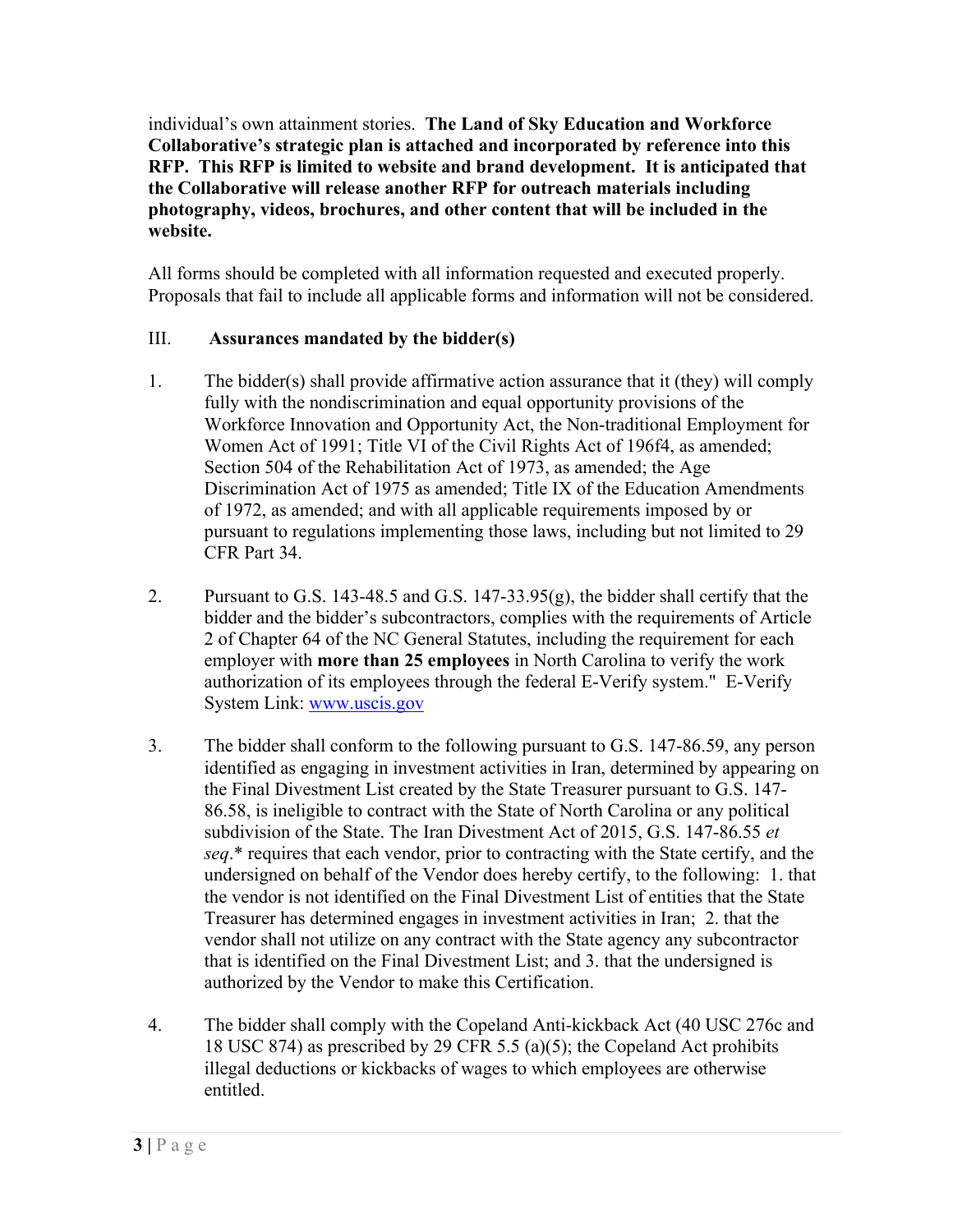individual's own attainment stories. **The Land of Sky Education and Workforce Collaborative's strategic plan is attached and incorporated by reference into this RFP. This RFP is limited to website and brand development. It is anticipated that the Collaborative will release another RFP for outreach materials including photography, videos, brochures, and other content that will be included in the website.**

All forms should be completed with all information requested and executed properly. Proposals that fail to include all applicable forms and information will not be considered.

## III. Assurances mandated by the bidder(s)

1. The bidder(s) shall provide affirmative action assurance that it (they) will comply fully with the nondiscrimination and equal opportunity provisions of the Workforce Innovation and Opportunity Act, the Non-traditional Employment for Women Act of 1991; Title VI of the Civil Rights Act of 196f4, as amended; Section 504 of the Rehabilitation Act of 1973, as amended; the Age Discrimination Act of 1975 as amended; Title IX of the Education Amendments of 1972, as amended; and with all applicable requirements imposed by or pursuant to regulations implementing those laws, including but not limited to 29 CFR Part 34.

2. Pursuant to G.S. 143-48.5 and G.S. 147-33.95(g), the bidder shall certify that the bidder and the bidder's subcontractors, complies with the requirements of Article 2 of Chapter 64 of the NC General Statutes, including the requirement for each employer with **more than 25 employees** in North Carolina to verify the work authorization of its employees through the federal E-Verify system." E-Verify System Link: [www.uscis.gov](http://www.uscis.gov)

3. The bidder shall conform to the following pursuant to G.S. 147-86.59, any person identified as engaging in investment activities in Iran, determined by appearing on the Final Divestment List created by the State Treasurer pursuant to G.S. 147-86.58, is ineligible to contract with the State of North Carolina or any political subdivision of the State. The Iran Divestment Act of 2015, G.S. 147-86.55 *et seq*.* requires that each vendor, prior to contracting with the State certify, and the undersigned on behalf of the Vendor does hereby certify, to the following: 1. that the vendor is not identified on the Final Divestment List of entities that the State Treasurer has determined engages in investment activities in Iran; 2. that the vendor shall not utilize on any contract with the State agency any subcontractor that is identified on the Final Divestment List; and 3. that the undersigned is authorized by the Vendor to make this Certification.

4. The bidder shall comply with the Copeland Anti-kickback Act (40 USC 276c and 18 USC 874) as prescribed by 29 CFR 5.5 (a)(5); the Copeland Act prohibits illegal deductions or kickbacks of wages to which employees are otherwise entitled.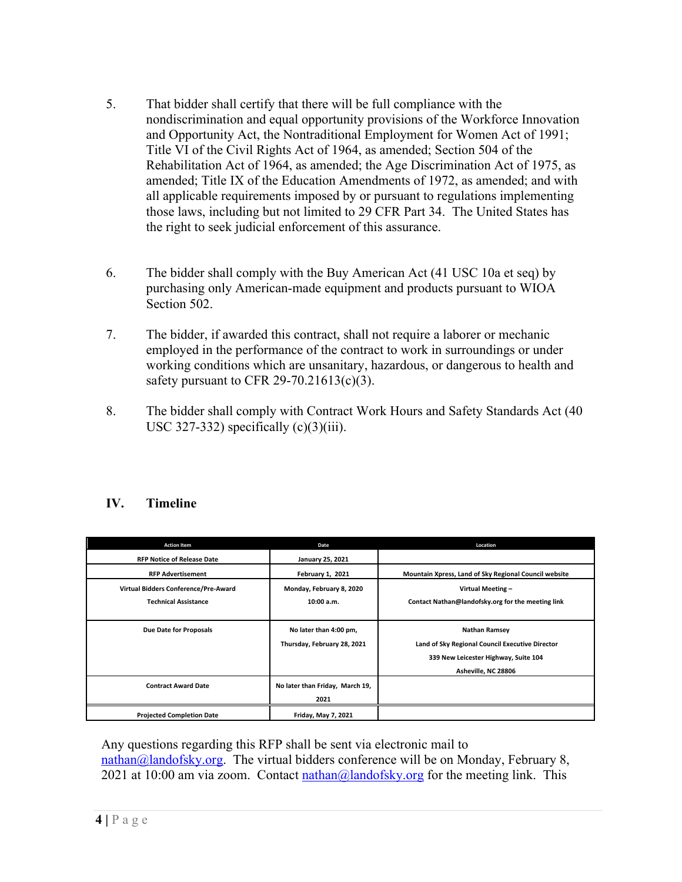5. That bidder shall certify that there will be full compliance with the nondiscrimination and equal opportunity provisions of the Workforce Innovation and Opportunity Act, the Nontraditional Employment for Women Act of 1991; Title VI of the Civil Rights Act of 1964, as amended; Section 504 of the Rehabilitation Act of 1964, as amended; the Age Discrimination Act of 1975, as amended; Title IX of the Education Amendments of 1972, as amended; and with all applicable requirements imposed by or pursuant to regulations implementing those laws, including but not limited to 29 CFR Part 34. The United States has the right to seek judicial enforcement of this assurance.

6. The bidder shall comply with the Buy American Act (41 USC 10a et seq) by purchasing only American-made equipment and products pursuant to WIOA Section 502.

7. The bidder, if awarded this contract, shall not require a laborer or mechanic employed in the performance of the contract to work in surroundings or under working conditions which are unsanitary, hazardous, or dangerous to health and safety pursuant to CFR 29-70.21613(c)(3).

8. The bidder shall comply with Contract Work Hours and Safety Standards Act (40 USC 327-332) specifically (c)(3)(iii).

## IV. Timeline

| Action Item | Date | Location |
|---|---|---|
| RFP Notice of Release Date | January 25, 2021 | |
| RFP Advertisement | February 1, 2021 | Mountain Xpress, Land of Sky Regional Council website |
| Virtual Bidders Conference/Pre-Award Technical Assistance | Monday, February 8, 2020 10:00 a.m. | Virtual Meeting – Contact Nathan@landofsky.org for the meeting link |
| Due Date for Proposals | No later than 4:00 pm, Thursday, February 28, 2021 | Nathan Ramsey<br>Land of Sky Regional Council Executive Director<br>339 New Leicester Highway, Suite 104<br>Asheville, NC 28806 |
| Contract Award Date | No later than Friday, March 19, 2021 | |
| Projected Completion Date | Friday, May 7, 2021 | |

Any questions regarding this RFP shall be sent via electronic mail to nathan@landofsky.org. The virtual bidders conference will be on Monday, February 8, 2021 at 10:00 am via zoom. Contact nathan@landofsky.org for the meeting link. This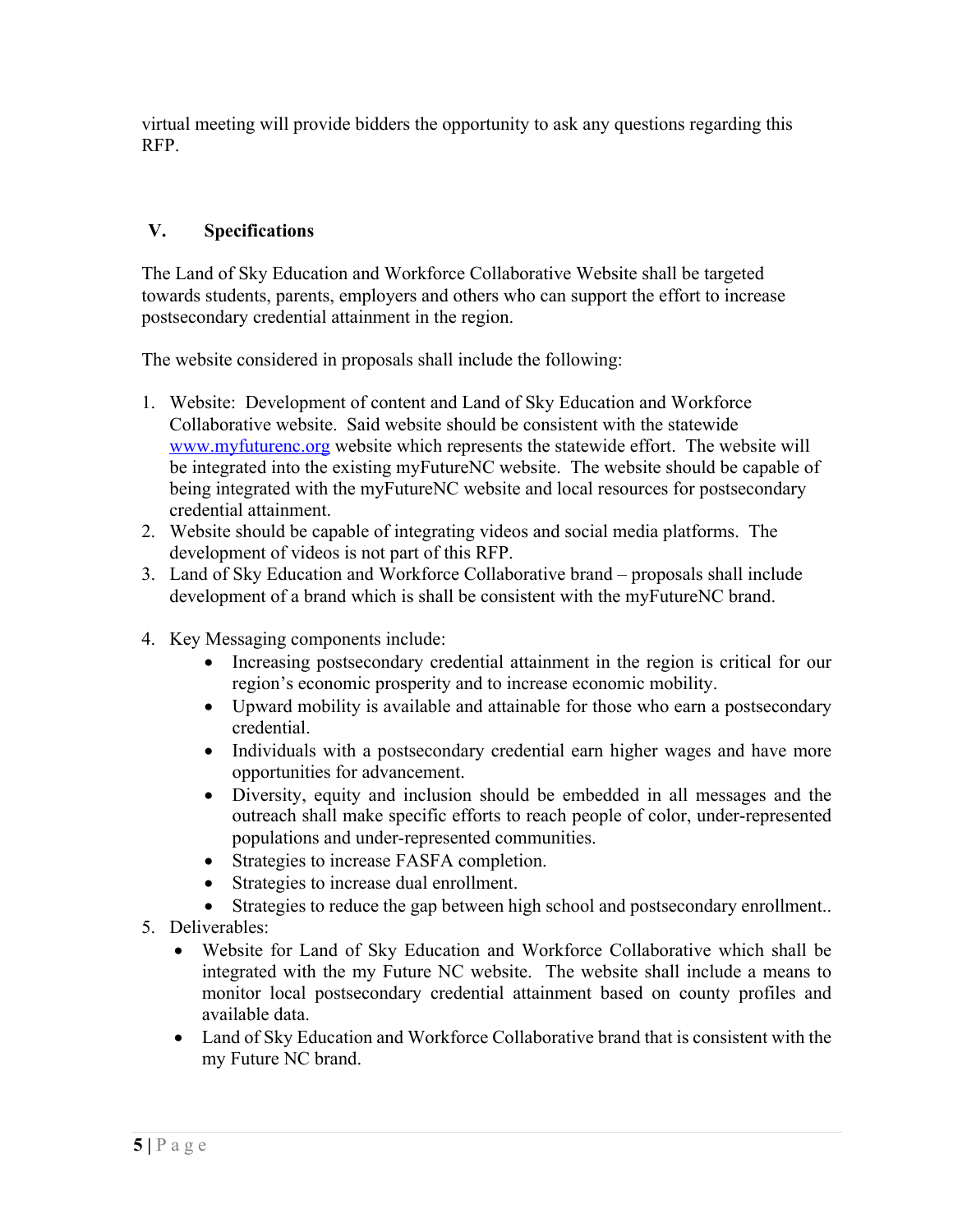virtual meeting will provide bidders the opportunity to ask any questions regarding this RFP.

## V. Specifications

The Land of Sky Education and Workforce Collaborative Website shall be targeted towards students, parents, employers and others who can support the effort to increase postsecondary credential attainment in the region.

The website considered in proposals shall include the following:

1. Website: Development of content and Land of Sky Education and Workforce Collaborative website. Said website should be consistent with the statewide [www.myfuturenc.org](http://www.myfuturenc.org) website which represents the statewide effort. The website will be integrated into the existing myFutureNC website. The website should be capable of being integrated with the myFutureNC website and local resources for postsecondary credential attainment.
2. Website should be capable of integrating videos and social media platforms. The development of videos is not part of this RFP.
3. Land of Sky Education and Workforce Collaborative brand – proposals shall include development of a brand which is shall be consistent with the myFutureNC brand.
4. Key Messaging components include:
   - Increasing postsecondary credential attainment in the region is critical for our region's economic prosperity and to increase economic mobility.
   - Upward mobility is available and attainable for those who earn a postsecondary credential.
   - Individuals with a postsecondary credential earn higher wages and have more opportunities for advancement.
   - Diversity, equity and inclusion should be embedded in all messages and the outreach shall make specific efforts to reach people of color, under-represented populations and under-represented communities.
   - Strategies to increase FASFA completion.
   - Strategies to increase dual enrollment.
   - Strategies to reduce the gap between high school and postsecondary enrollment..
5. Deliverables:
   - Website for Land of Sky Education and Workforce Collaborative which shall be integrated with the my Future NC website. The website shall include a means to monitor local postsecondary credential attainment based on county profiles and available data.
   - Land of Sky Education and Workforce Collaborative brand that is consistent with the my Future NC brand.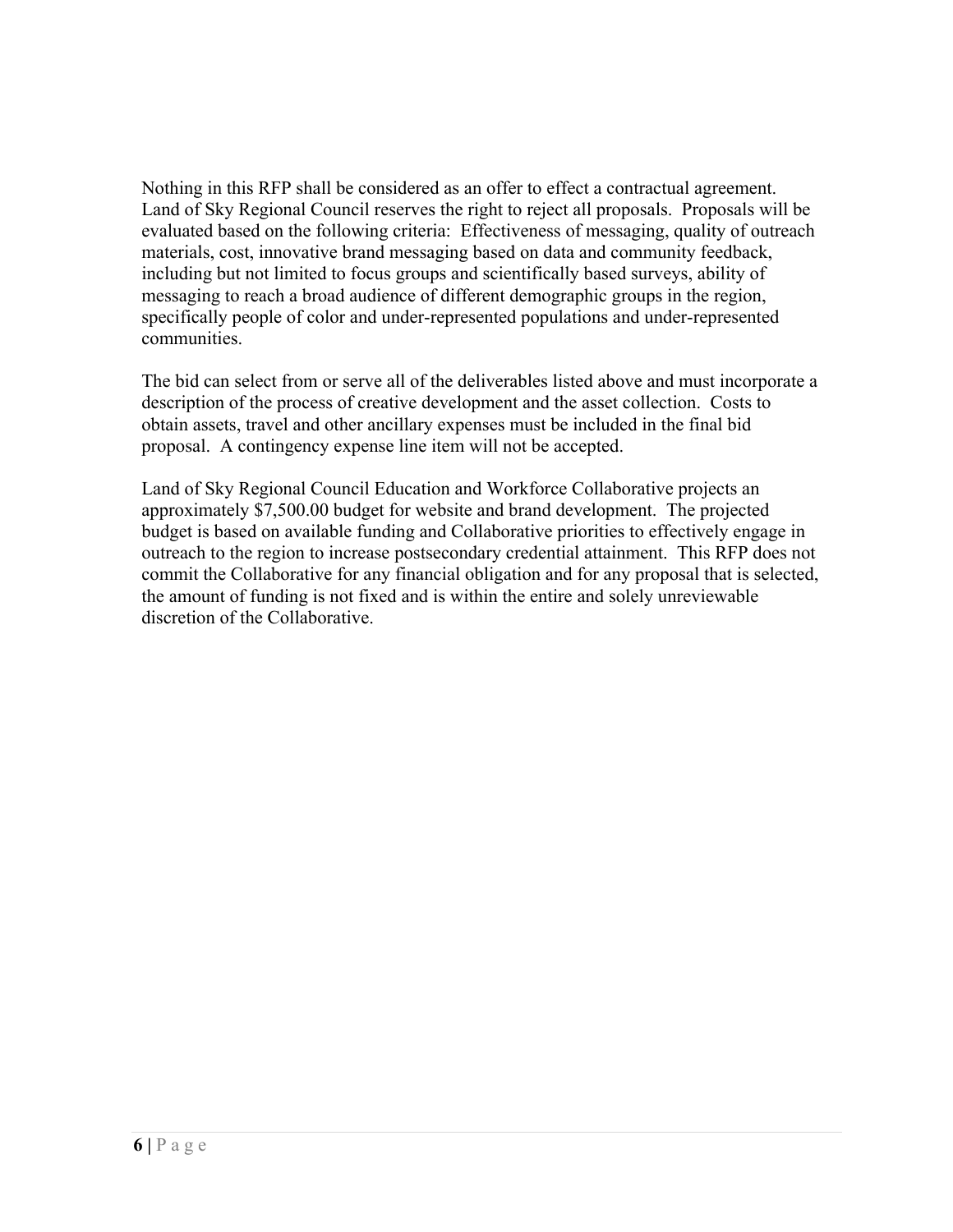Nothing in this RFP shall be considered as an offer to effect a contractual agreement. Land of Sky Regional Council reserves the right to reject all proposals. Proposals will be evaluated based on the following criteria: Effectiveness of messaging, quality of outreach materials, cost, innovative brand messaging based on data and community feedback, including but not limited to focus groups and scientifically based surveys, ability of messaging to reach a broad audience of different demographic groups in the region, specifically people of color and under-represented populations and under-represented communities.

The bid can select from or serve all of the deliverables listed above and must incorporate a description of the process of creative development and the asset collection. Costs to obtain assets, travel and other ancillary expenses must be included in the final bid proposal. A contingency expense line item will not be accepted.

Land of Sky Regional Council Education and Workforce Collaborative projects an approximately $7,500.00 budget for website and brand development. The projected budget is based on available funding and Collaborative priorities to effectively engage in outreach to the region to increase postsecondary credential attainment. This RFP does not commit the Collaborative for any financial obligation and for any proposal that is selected, the amount of funding is not fixed and is within the entire and solely unreviewable discretion of the Collaborative.